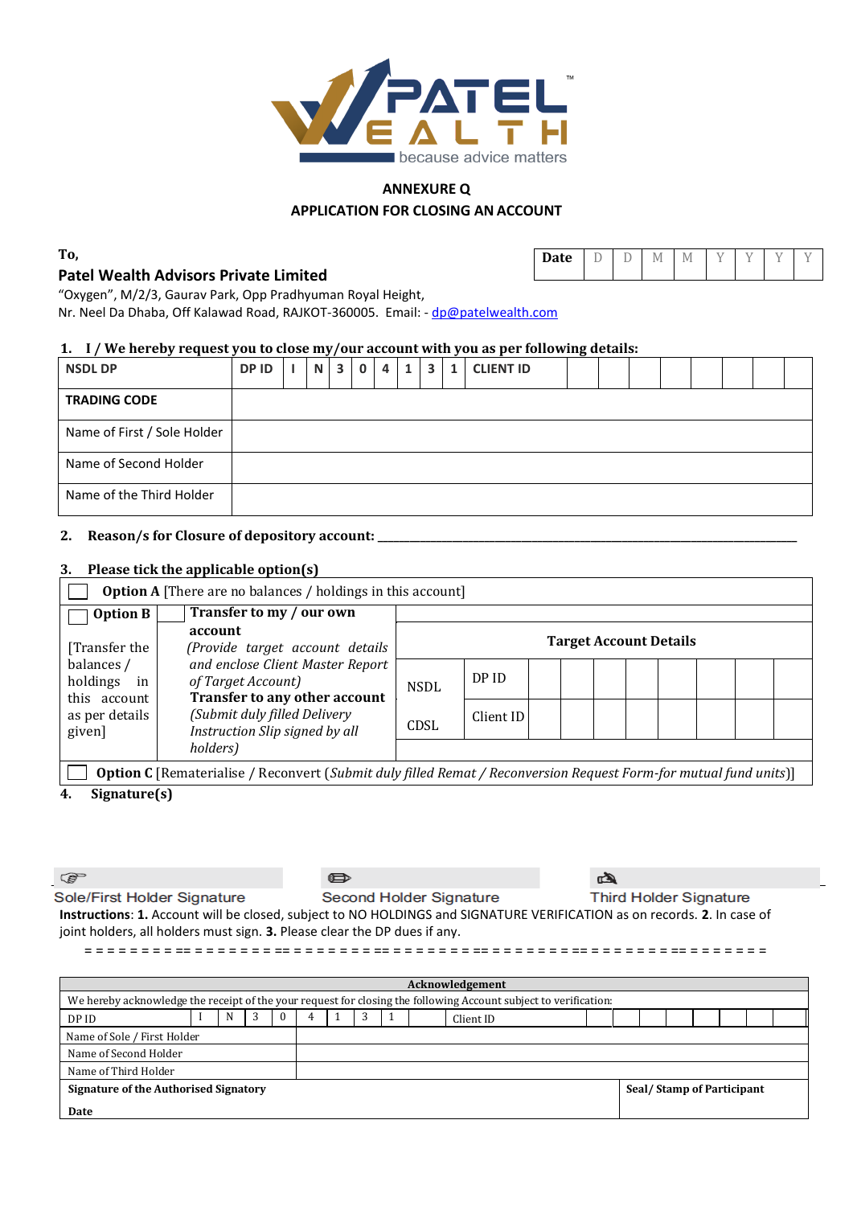PATEL WEALTH™
because advice matters

## ANNEXURE Q
## APPLICATION FOR CLOSING AN ACCOUNT

To,
**Patel Wealth Advisors Private Limited**
"Oxygen", M/2/3, Gaurav Park, Opp Pradhyuman Royal Height,
Nr. Neel Da Dhaba, Off Kalawad Road, RAJKOT-360005. Email: - dp@patelwealth.com

| **Date** | D | D | M | M | Y | Y | Y | Y |
|---|---|---|---|---|---|---|---|---|

**1. I / We hereby request you to close my/our account with you as per following details:**

| **NSDL DP** | **DP ID** | I | N | 3 | 0 | 4 | 1 | 3 | 1 | **CLIENT ID** | | | | | | | | |
|---|---|---|---|---|---|---|---|---|---|---|---|---|---|---|---|---|---|---|
| **TRADING CODE** | | | | | | | | | | | | | | | | | | |
| Name of First / Sole Holder | | | | | | | | | | | | | | | | | | |
| Name of Second Holder | | | | | | | | | | | | | | | | | | |
| Name of the Third Holder | | | | | | | | | | | | | | | | | | |

**2. Reason/s for Closure of depository account:** ______________________________

**3. Please tick the applicable option(s)**

| | | | | | | | | | | |
|---|---|---|---|---|---|---|---|---|---|---|
| ☐ **Option A** [There are no balances / holdings in this account] | | | | | | | | | | |
| ☐ **Option B** [Transfer the balances / holdings in this account as per details given] | **Transfer to my / our own account** *(Provide target account details and enclose Client Master Report of Target Account)* **Transfer to any other account** *(Submit duly filled Delivery Instruction Slip signed by all holders)* | **Target Account Details** | | | | | | | | |
| | | NSDL | DP ID | | | | | | | |
| | | CDSL | Client ID | | | | | | | |
| ☐ **Option C** [Rematerialise / Reconvert (*Submit duly filled Remat / Reconversion Request Form-for mutual fund units*)] | | | | | | | | | | |

**4. Signature(s)**

| Sole/First Holder Signature | Second Holder Signature | Third Holder Signature |
|---|---|---|
| | | |

**Instructions**: **1.** Account will be closed, subject to NO HOLDINGS and SIGNATURE VERIFICATION as on records. **2.** In case of joint holders, all holders must sign. **3.** Please clear the DP dues if any.

= = = = = = = = = = = = = = = = = = = = = = = = = = = = = = = = = = = = = = = = = = = = = = = = = = = = = = = = = = = = = =

| **Acknowledgement** | | | | | | | | | | | | | | | | | | |
|---|---|---|---|---|---|---|---|---|---|---|---|---|---|---|---|---|---|---|
| We hereby acknowledge the receipt of the your request for closing the following Account subject to verification: | | | | | | | | | | | | | | | | | | |
| DP ID | I | N | 3 | 0 | 4 | 1 | 3 | 1 | | Client ID | | | | | | | | |
| Name of Sole / First Holder | | | | | | | | | | | | | | | | | | |
| Name of Second Holder | | | | | | | | | | | | | | | | | | |
| Name of Third Holder | | | | | | | | | | | | | | | | | | |
| **Signature of the Authorised Signatory** **Date** | | | | | | | | | | | | | | **Seal/ Stamp of Participant** | | | | |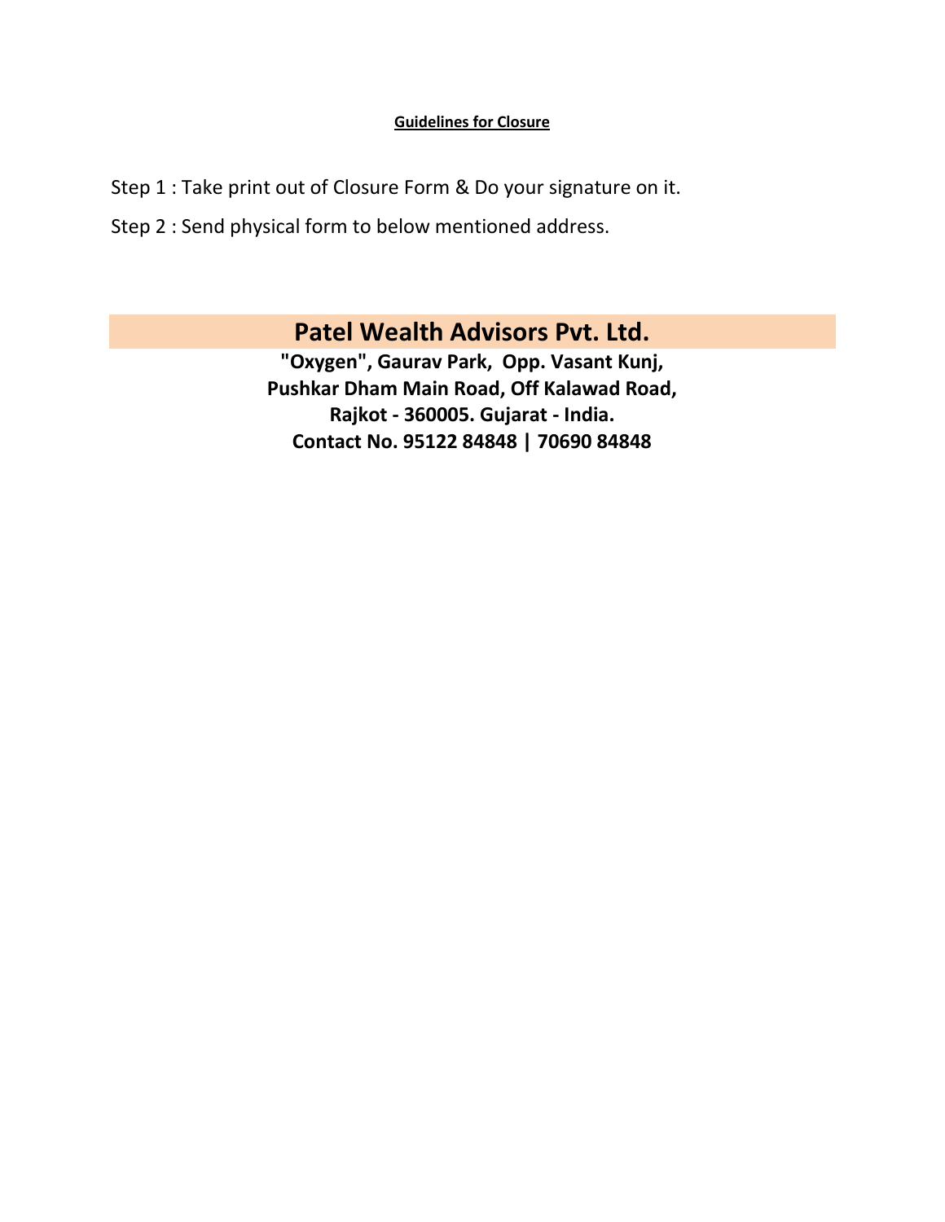**Guidelines for Closure**

Step 1 : Take print out of Closure Form & Do your signature on it.

Step 2 : Send physical form to below mentioned address.

## Patel Wealth Advisors Pvt. Ltd.

**"Oxygen", Gaurav Park, Opp. Vasant Kunj,**
**Pushkar Dham Main Road, Off Kalawad Road,**
**Rajkot - 360005. Gujarat - India.**
**Contact No. 95122 84848 | 70690 84848**